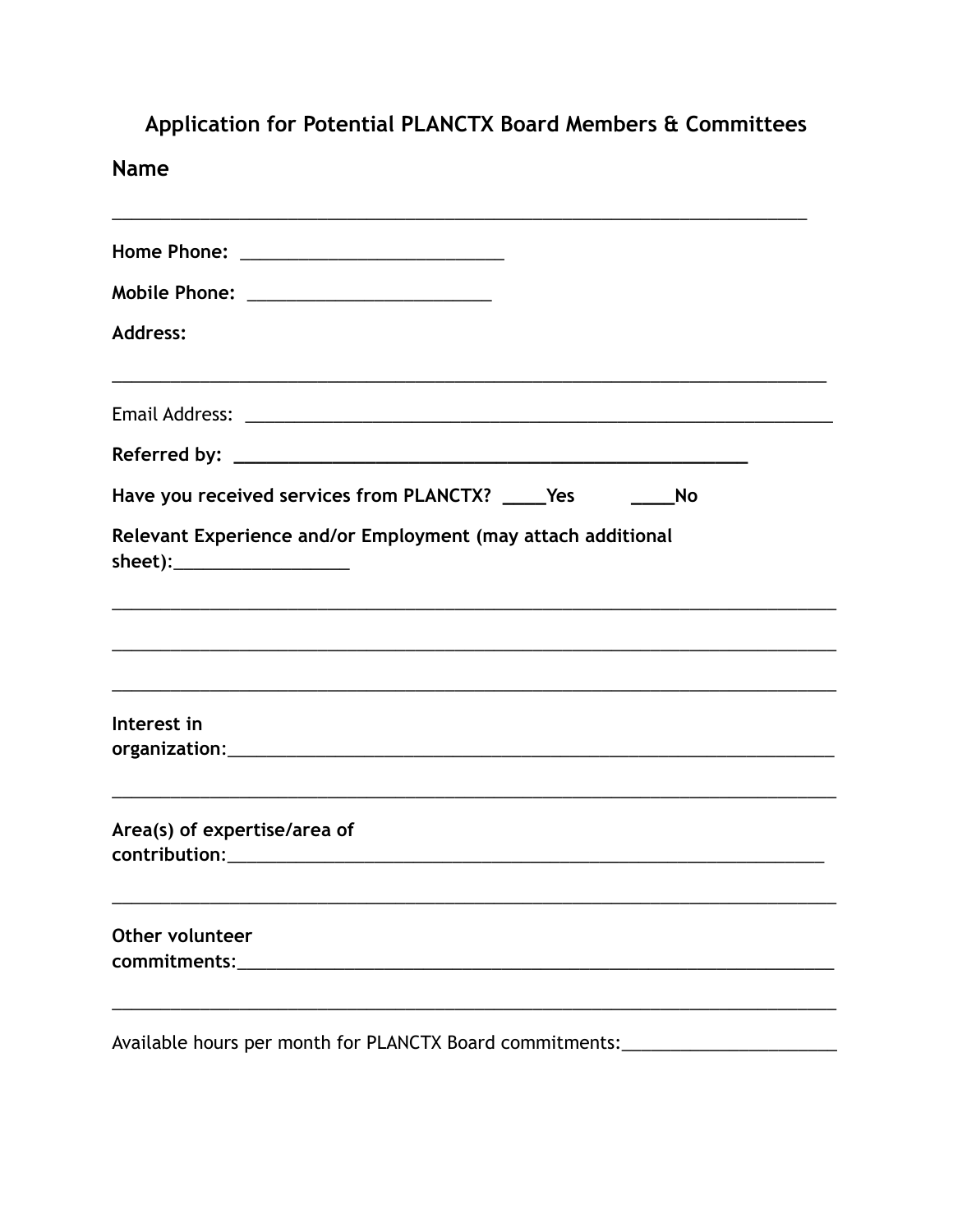# Application for Potential PLANCTX Board Members & Committees

**Name**

_____________________________________________________________________________

**Home Phone:** ____________________________

**Mobile Phone:** __________________________

**Address:**

______________________________________________________________________________

Email Address: ________________________________________________________________

**Referred by:** ______________________________________________________

**Have you received services from PLANCTX? ____Yes ____No**

**Relevant Experience and/or Employment (may attach additional sheet):**__________________

_______________________________________________________________________________

_______________________________________________________________________________

_______________________________________________________________________________

**Interest in organization:**_____________________________________________________________

_______________________________________________________________________________

**Area(s) of expertise/area of contribution:**_________________________________________________________

_______________________________________________________________________________

**Other volunteer commitments:**_____________________________________________________________

_______________________________________________________________________________

Available hours per month for PLANCTX Board commitments:______________________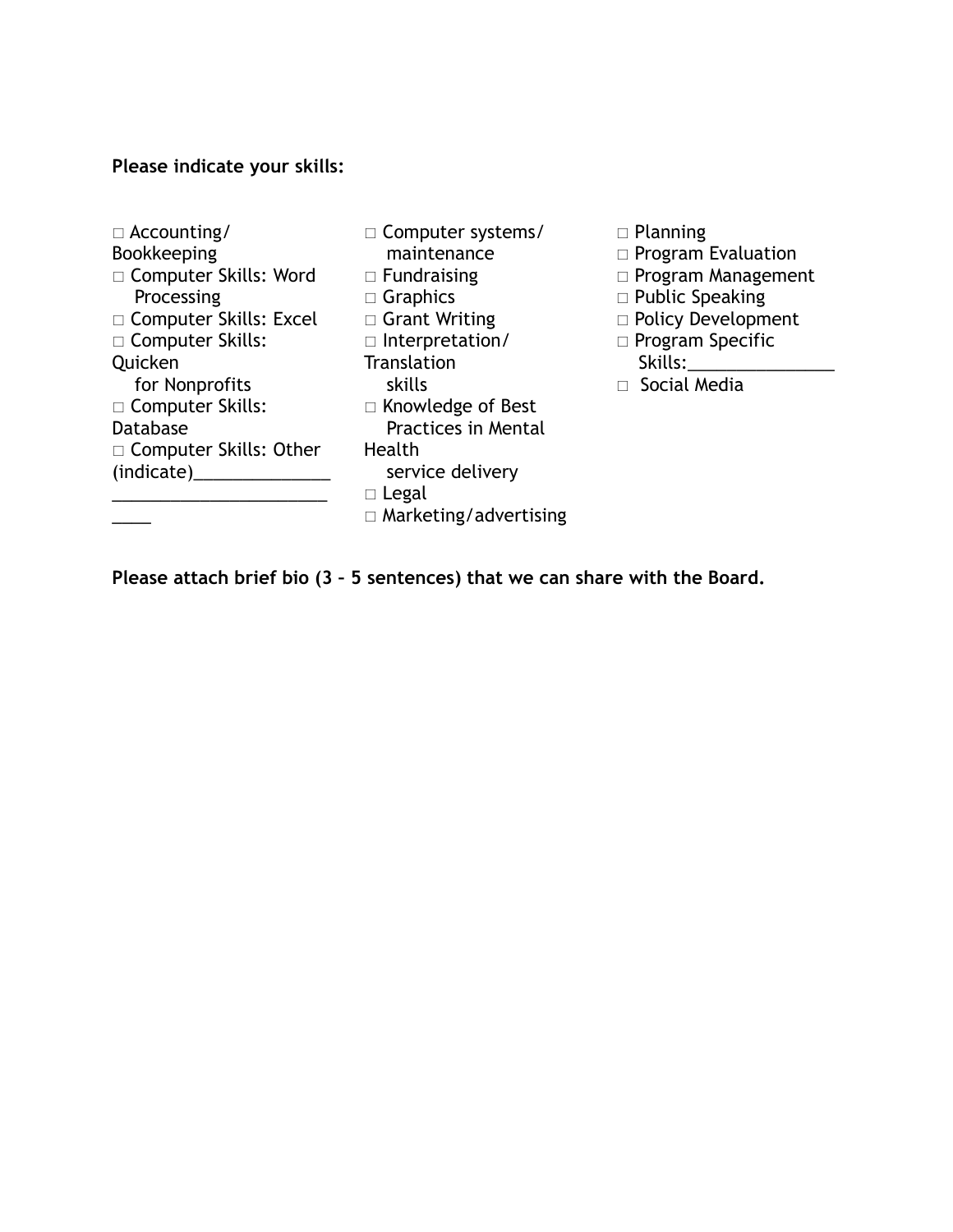**Please indicate your skills:**

□ Accounting/Bookkeeping
□ Computer Skills: Word Processing
□ Computer Skills: Excel
□ Computer Skills: Quicken for Nonprofits
□ Computer Skills: Database
□ Computer Skills: Other (indicate)______________________________________
□ Computer systems/maintenance
□ Fundraising
□ Graphics
□ Grant Writing
□ Interpretation/Translation skills
□ Knowledge of Best Practices in Mental Health service delivery
□ Legal
□ Marketing/advertising
□ Planning
□ Program Evaluation
□ Program Management
□ Public Speaking
□ Policy Development
□ Program Specific Skills:_______________
□ Social Media

**Please attach brief bio (3 – 5 sentences) that we can share with the Board.**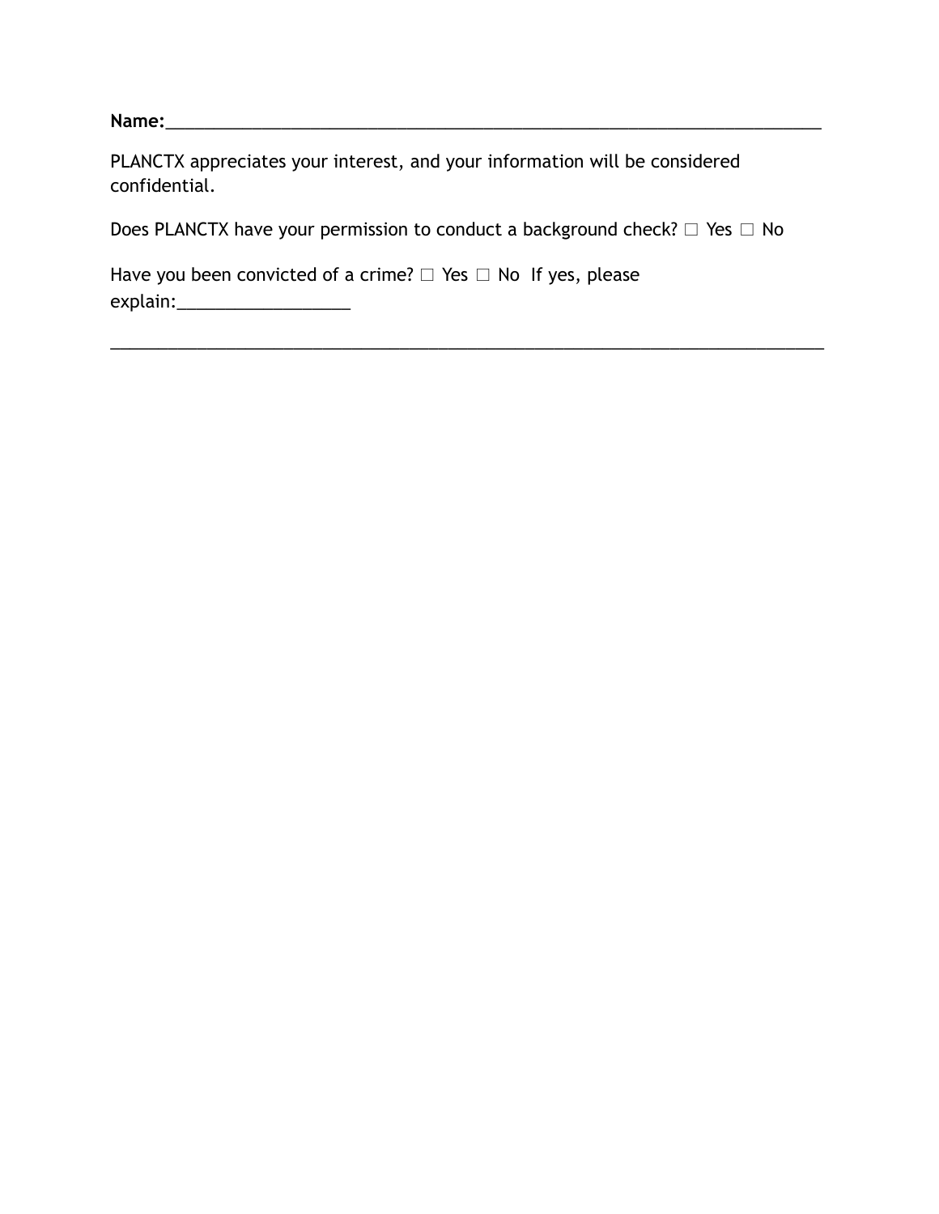**Name:**\_\_\_\_\_\_\_\_\_\_\_\_\_\_\_\_\_\_\_\_\_\_\_\_\_\_\_\_\_\_\_\_\_\_\_\_\_\_\_\_\_\_\_\_\_\_\_\_\_\_\_\_\_\_\_\_\_\_\_\_\_\_\_\_\_\_\_\_\_\_\_\_

PLANCTX appreciates your interest, and your information will be considered confidential.

Does PLANCTX have your permission to conduct a background check? ☐ Yes ☐ No

Have you been convicted of a crime? ☐ Yes ☐ No If yes, please explain:\_\_\_\_\_\_\_\_\_\_\_\_\_\_\_\_\_\_

\_\_\_\_\_\_\_\_\_\_\_\_\_\_\_\_\_\_\_\_\_\_\_\_\_\_\_\_\_\_\_\_\_\_\_\_\_\_\_\_\_\_\_\_\_\_\_\_\_\_\_\_\_\_\_\_\_\_\_\_\_\_\_\_\_\_\_\_\_\_\_\_\_\_\_\_\_\_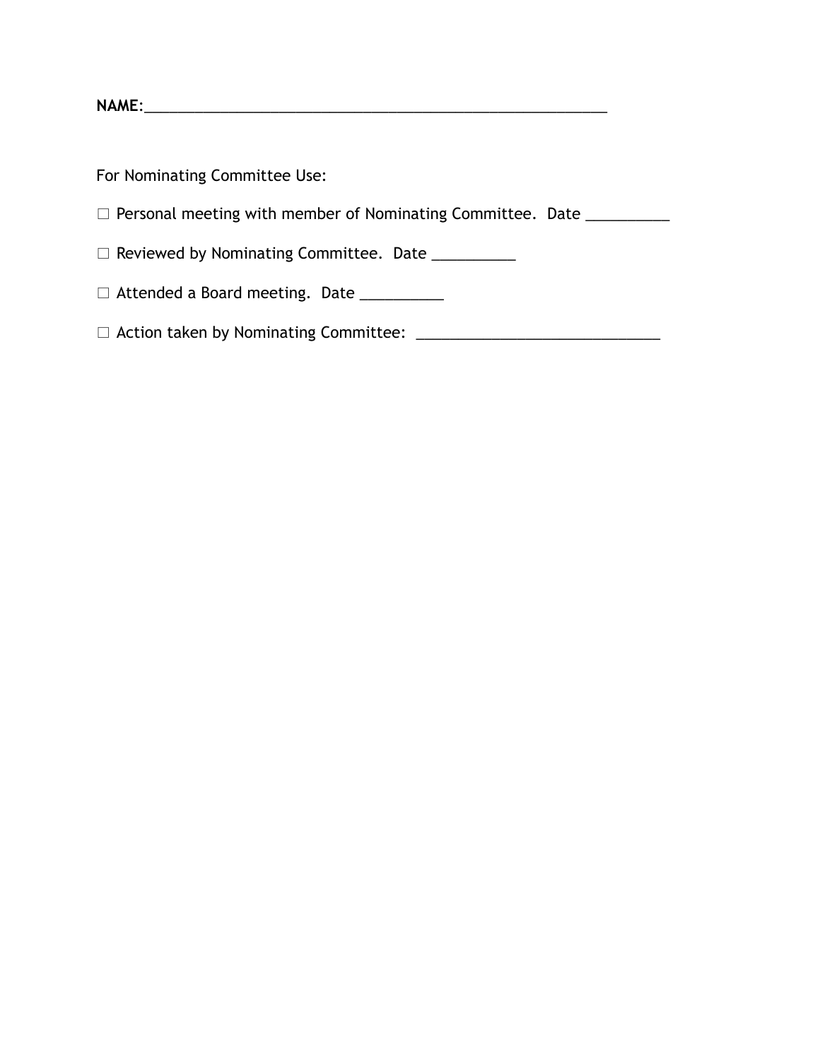**NAME:**\_\_\_\_\_\_\_\_\_\_\_\_\_\_\_\_\_\_\_\_\_\_\_\_\_\_\_\_\_\_\_\_\_\_\_\_\_\_\_\_\_\_\_\_\_\_\_\_\_\_\_\_\_\_\_\_\_

For Nominating Committee Use:

☐ Personal meeting with member of Nominating Committee.  Date \_\_\_\_\_\_\_\_\_\_

☐ Reviewed by Nominating Committee.  Date \_\_\_\_\_\_\_\_\_\_

☐ Attended a Board meeting.  Date \_\_\_\_\_\_\_\_\_\_

☐ Action taken by Nominating Committee:  \_\_\_\_\_\_\_\_\_\_\_\_\_\_\_\_\_\_\_\_\_\_\_\_\_\_\_\_\_\_